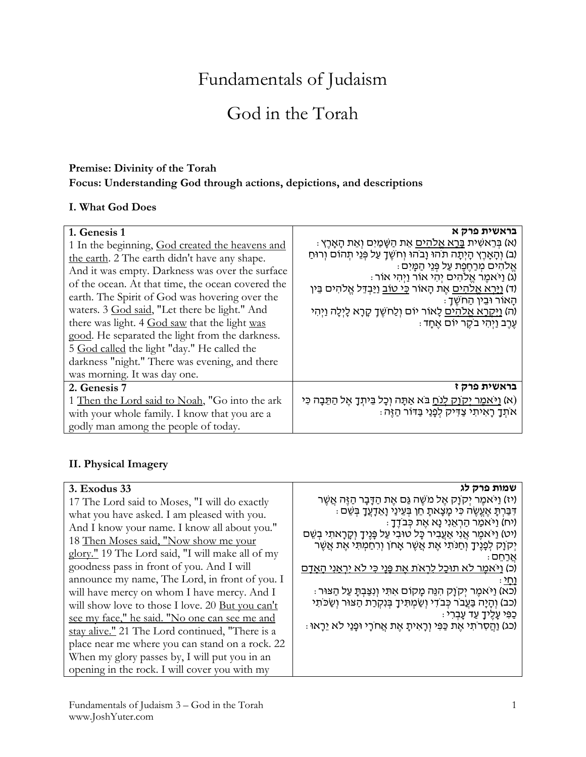# Fundamentals of Judaism

# God in the Torah

**Premise: Divinity of the Torah**
**Focus: Understanding God through actions, depictions, and descriptions**

### I. What God Does

| **1. Genesis 1** | **בראשית פרק א** |
|---|---|
| 1 In the beginning, <u>God created the heavens and the earth</u>. 2 The earth didn't have any shape. And it was empty. Darkness was over the surface of the ocean. At that time, the ocean covered the earth. The Spirit of God was hovering over the waters. 3 <u>God said</u>, "Let there be light." And there was light. 4 <u>God saw</u> that the light <u>was good</u>. He separated the light from the darkness. 5 <u>God called</u> the light "day." He called the darkness "night." There was evening, and there was morning. It was day one. | (א) בְּרֵאשִׁית <u>בָּרָא אֱלֹהִים</u> אֵת הַשָּׁמַיִם וְאֵת הָאָרֶץ: (ב) וְהָאָרֶץ הָיְתָה תֹהוּ וָבֹהוּ וְחֹשֶׁךְ עַל פְּנֵי תְהוֹם וְרוּחַ אֱלֹהִים מְרַחֶפֶת עַל פְּנֵי הַמָּיִם: (ג) וַיֹּאמֶר אֱלֹהִים יְהִי אוֹר וַיְהִי אוֹר: (ד) <u>וַיַּרְא אֱלֹהִים</u> אֶת הָאוֹר <u>כִּי טוֹב</u> וַיַּבְדֵּל אֱלֹהִים בֵּין הָאוֹר וּבֵין הַחֹשֶׁךְ: (ה) <u>וַיִּקְרָא אֱלֹהִים</u> לָאוֹר יוֹם וְלַחֹשֶׁךְ קָרָא לָיְלָה וַיְהִי עֶרֶב וַיְהִי בֹקֶר יוֹם אֶחָד: |
| **2. Genesis 7** | **בראשית פרק ז** |
| 1 <u>Then the Lord said to Noah</u>, "Go into the ark with your whole family. I know that you are a godly man among the people of today. | (א) <u>וַיֹּאמֶר יְקֹוָק לְנֹחַ</u> בֹּא אַתָּה וְכָל בֵּיתְךָ אֶל הַתֵּבָה כִּי אֹתְךָ רָאִיתִי צַדִּיק לְפָנַי בַּדּוֹר הַזֶּה: |

### II. Physical Imagery

| **3. Exodus 33** | **שמות פרק לג** |
|---|---|
| 17 The Lord said to Moses, "I will do exactly what you have asked. I am pleased with you. And I know your name. I know all about you." 18 <u>Then Moses said, "Now show me your glory."</u> 19 The Lord said, "I will make all of my goodness pass in front of you. And I will announce my name, The Lord, in front of you. I will have mercy on whom I have mercy. And I will show love to those I love. 20 <u>But you can't see my face," he said. "No one can see me and stay alive."</u> 21 The Lord continued, "There is a place near me where you can stand on a rock. 22 When my glory passes by, I will put you in an opening in the rock. I will cover you with my | (יז) וַיֹּאמֶר יְקֹוָק אֶל מֹשֶׁה גַּם אֶת הַדָּבָר הַזֶּה אֲשֶׁר דִּבַּרְתָּ אֶעֱשֶׂה כִּי מָצָאתָ חֵן בְּעֵינַי וָאֵדָעֲךָ בְּשֵׁם: (יח) וַיֹּאמַר הַרְאֵנִי נָא אֶת כְּבֹדֶךָ: (יט) וַיֹּאמֶר אֲנִי אַעֲבִיר כָּל טוּבִי עַל פָּנֶיךָ וְקָרָאתִי בְשֵׁם יְקֹוָק לְפָנֶיךָ וְחַנֹּתִי אֶת אֲשֶׁר אָחֹן וְרִחַמְתִּי אֶת אֲשֶׁר אֲרַחֵם: (כ) <u>וַיֹּאמֶר לֹא תוּכַל לִרְאֹת אֶת פָּנָי כִּי לֹא יִרְאַנִי הָאָדָם וָחָי</u>: (כא) וַיֹּאמֶר יְקֹוָק הִנֵּה מָקוֹם אִתִּי וְנִצַּבְתָּ עַל הַצּוּר: (כב) וְהָיָה בַּעֲבֹר כְּבֹדִי וְשַׂמְתִּיךָ בְּנִקְרַת הַצּוּר וְשַׂכֹּתִי כַפִּי עָלֶיךָ עַד עָבְרִי: (כג) וַהֲסִרֹתִי אֶת כַּפִּי וְרָאִיתָ אֶת אֲחֹרָי וּפָנַי לֹא יֵרָאוּ: |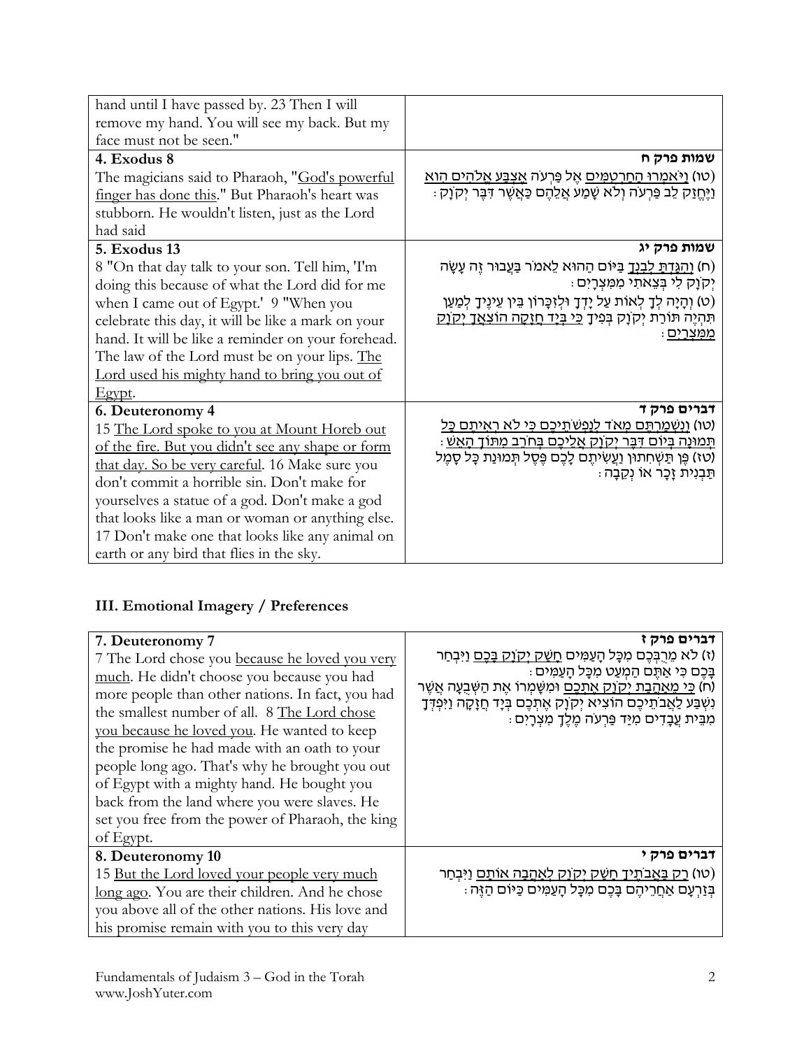| | |
|---|---|
| hand until I have passed by. 23 Then I will remove my hand. You will see my back. But my face must not be seen." | |
| **4. Exodus 8**<br>The magicians said to Pharaoh, "<u>God's powerful finger has done this</u>." But Pharaoh's heart was stubborn. He wouldn't listen, just as the Lord had said | **שמות פרק ח**<br>(טו) <u>וַיֹּאמְרוּ הַחַרְטֻמִּים</u> אֶל פַּרְעֹה <u>אֶצְבַּע אֱלֹהִים הִוא</u> וַיֶּחֱזַק לֵב פַּרְעֹה וְלֹא שָׁמַע אֲלֵהֶם כַּאֲשֶׁר דִּבֶּר יְקֹוָק: |
| **5. Exodus 13**<br>8 "On that day talk to your son. Tell him, 'I'm doing this because of what the Lord did for me when I came out of Egypt.' 9 "When you celebrate this day, it will be like a mark on your hand. It will be like a reminder on your forehead. The law of the Lord must be on your lips. <u>The Lord used his mighty hand to bring you out of Egypt</u>. | **שמות פרק יג**<br>(ח) <u>וְהִגַּדְתָּ לְבִנְךָ</u> בַּיּוֹם הַהוּא לֵאמֹר בַּעֲבוּר זֶה עָשָׂה יְקֹוָק לִי בְּצֵאתִי מִמִּצְרָיִם:<br>(ט) וְהָיָה לְךָ לְאוֹת עַל יָדְךָ וּלְזִכָּרוֹן בֵּין עֵינֶיךָ לְמַעַן תִּהְיֶה תּוֹרַת יְקֹוָק בְּפִיךָ <u>כִּי בְּיָד חֲזָקָה הוֹצִאֲךָ יְקֹוָק מִמִּצְרָיִם</u>: |
| **6. Deuteronomy 4**<br>15 <u>The Lord spoke to you at Mount Horeb out of the fire. But you didn't see any shape or form that day. So be very careful</u>. 16 Make sure you don't commit a horrible sin. Don't make for yourselves a statue of a god. Don't make a god that looks like a man or woman or anything else. 17 Don't make one that looks like any animal on earth or any bird that flies in the sky. | **דברים פרק ד**<br>(טו) <u>וְנִשְׁמַרְתֶּם מְאֹד לְנַפְשֹׁתֵיכֶם כִּי לֹא רְאִיתֶם כָּל תְּמוּנָה בְּיוֹם דִּבֶּר יְקֹוָק אֲלֵיכֶם בְּחֹרֵב מִתּוֹךְ הָאֵשׁ</u>:<br>(טז) פֶּן תַּשְׁחִתוּן וַעֲשִׂיתֶם לָכֶם פֶּסֶל תְּמוּנַת כָּל סָמֶל תַּבְנִית זָכָר אוֹ נְקֵבָה: |

## III. Emotional Imagery / Preferences

| | |
|---|---|
| **7. Deuteronomy 7**<br>7 The Lord chose you <u>because he loved you very much</u>. He didn't choose you because you had more people than other nations. In fact, you had the smallest number of all. 8 <u>The Lord chose you because he loved you</u>. He wanted to keep the promise he had made with an oath to your people long ago. That's why he brought you out of Egypt with a mighty hand. He bought you back from the land where you were slaves. He set you free from the power of Pharaoh, the king of Egypt. | **דברים פרק ז**<br>(ז) לֹא מֵרֻבְּכֶם מִכָּל הָעַמִּים <u>חָשַׁק יְקֹוָק בָּכֶם</u> וַיִּבְחַר בָּכֶם כִּי אַתֶּם הַמְעַט מִכָּל הָעַמִּים:<br>(ח) <u>כִּי מֵאַהֲבַת יְקֹוָק אֶתְכֶם</u> וּמִשָּׁמְרוֹ אֶת הַשְּׁבֻעָה אֲשֶׁר נִשְׁבַּע לַאֲבֹתֵיכֶם הוֹצִיא יְקֹוָק אֶתְכֶם בְּיָד חֲזָקָה וַיִּפְדְּךָ מִבֵּית עֲבָדִים מִיַּד פַּרְעֹה מֶלֶךְ מִצְרָיִם: |
| **8. Deuteronomy 10**<br>15 <u>But the Lord loved your people very much long ago</u>. You are their children. And he chose you above all of the other nations. His love and his promise remain with you to this very day | **דברים פרק י**<br>(טו) <u>רַק בַּאֲבֹתֶיךָ חָשַׁק יְקֹוָק לְאַהֲבָה אוֹתָם</u> וַיִּבְחַר בְּזַרְעָם אַחֲרֵיהֶם בָּכֶם מִכָּל הָעַמִּים כַּיּוֹם הַזֶּה: |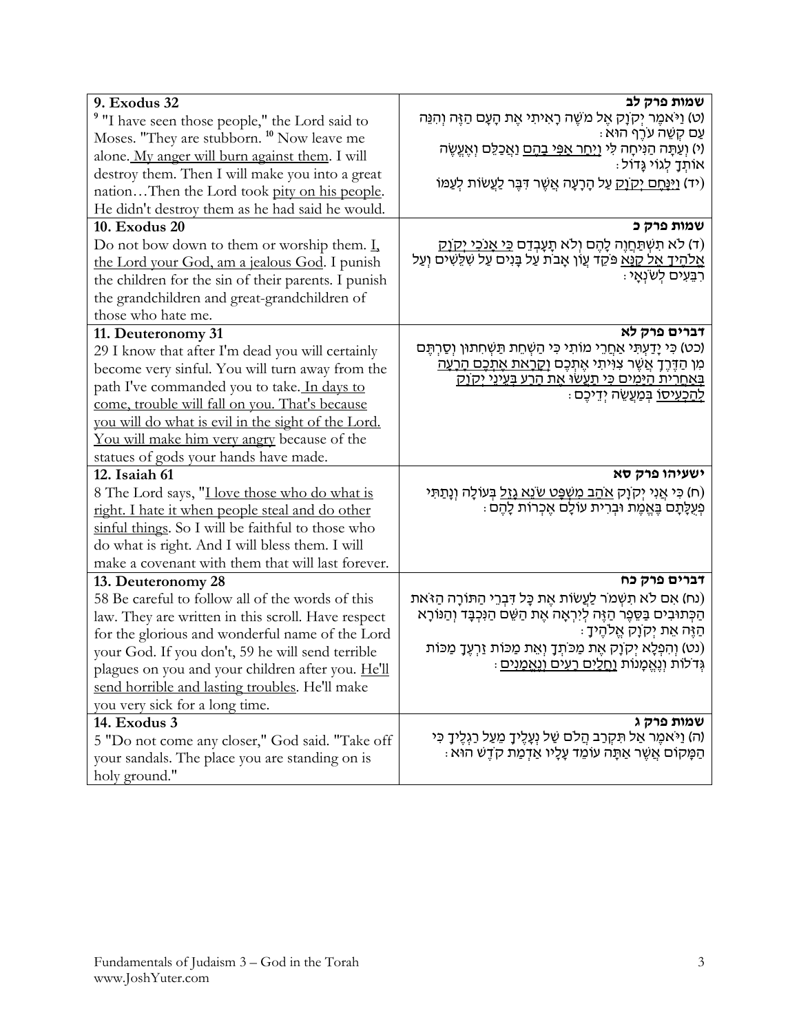| | |
|---|---|
| **9. Exodus 32**<br>[9] "I have seen those people," the Lord said to Moses. "They are stubborn. [10] Now leave me alone. <u>My anger will burn against them</u>. I will destroy them. Then I will make you into a great nation…Then the Lord took <u>pity on his people</u>. He didn't destroy them as he had said he would. | **שמות פרק לב**<br>(ט) וַיֹּאמֶר יְקֹוָק אֶל מֹשֶׁה רָאִיתִי אֶת הָעָם הַזֶּה וְהִנֵּה עַם קְשֵׁה עֹרֶף הוּא:<br>(י) וְעַתָּה הַנִּיחָה לִּי <u>וְיִחַר אַפִּי בָהֶם</u> וַאֲכַלֵּם וְאֶעֱשֶׂה אוֹתְךָ לְגוֹי גָּדוֹל:<br>(יד) <u>וַיִּנָּחֶם יְקֹוָק</u> עַל הָרָעָה אֲשֶׁר דִּבֶּר לַעֲשׂוֹת לְעַמּוֹ |
| **10. Exodus 20**<br>Do not bow down to them or worship them. <u>I, the Lord your God, am a jealous God</u>. I punish the children for the sin of their parents. I punish the grandchildren and great-grandchildren of those who hate me. | **שמות פרק כ**<br>(ד) לֹא תִשְׁתַּחֲוֶה לָהֶם וְלֹא תָעָבְדֵם <u>כִּי אָנֹכִי יְקֹוָק אֱלֹהֶיךָ אֵל קַנָּא</u> פֹּקֵד עֲוֹן אָבֹת עַל בָּנִים עַל שִׁלֵּשִׁים וְעַל רִבֵּעִים לְשֹׂנְאָי: |
| **11. Deuteronomy 31**<br>29 I know that after I'm dead you will certainly become very sinful. You will turn away from the path I've commanded you to take. <u>In days to come, trouble will fall on you. That's because you will do what is evil in the sight of the Lord. You will make him very angry</u> because of the statues of gods your hands have made. | **דברים פרק לא**<br>(כט) כִּי יָדַעְתִּי אַחֲרֵי מוֹתִי כִּי הַשְׁחֵת תַּשְׁחִתוּן וְסַרְתֶּם מִן הַדֶּרֶךְ אֲשֶׁר צִוִּיתִי אֶתְכֶם <u>וְקָרָאת אֶתְכֶם הָרָעָה בְּאַחֲרִית הַיָּמִים כִּי תַעֲשׂוּ אֶת הָרַע בְּעֵינֵי יְקֹוָק לְהַכְעִיסוֹ</u> בְּמַעֲשֵׂה יְדֵיכֶם: |
| **12. Isaiah 61**<br>8 The Lord says, "<u>I love those who do what is right. I hate it when people steal and do other sinful things</u>. So I will be faithful to those who do what is right. And I will bless them. I will make a covenant with them that will last forever. | **ישעיהו פרק סא**<br>(ח) כִּי אֲנִי יְקֹוָק <u>אֹהֵב מִשְׁפָּט שֹׂנֵא גָזֵל</u> בְּעוֹלָה וְנָתַתִּי פְעֻלָּתָם בֶּאֱמֶת וּבְרִית עוֹלָם אֶכְרוֹת לָהֶם: |
| **13. Deuteronomy 28**<br>58 Be careful to follow all of the words of this law. They are written in this scroll. Have respect for the glorious and wonderful name of the Lord your God. If you don't, 59 he will send terrible plagues on you and your children after you. <u>He'll send horrible and lasting troubles</u>. He'll make you very sick for a long time. | **דברים פרק כח**<br>(נח) אִם לֹא תִשְׁמֹר לַעֲשׂוֹת אֶת כָּל דִּבְרֵי הַתּוֹרָה הַזֹּאת הַכְּתוּבִים בַּסֵּפֶר הַזֶּה לְיִרְאָה אֶת הַשֵּׁם הַנִּכְבָּד וְהַנּוֹרָא הַזֶּה אֵת יְקֹוָק אֱלֹהֶיךָ:<br>(נט) וְהִפְלָא יְקֹוָק אֶת מַכֹּתְךָ וְאֵת מַכּוֹת זַרְעֶךָ מַכּוֹת גְּדֹלֹת וְנֶאֱמָנוֹת <u>וָחֳלָיִם רָעִים וְנֶאֱמָנִים</u>: |
| **14. Exodus 3**<br>5 "Do not come any closer," God said. "Take off your sandals. The place you are standing on is holy ground." | **שמות פרק ג**<br>(ה) וַיֹּאמֶר אַל תִּקְרַב הֲלֹם שַׁל נְעָלֶיךָ מֵעַל רַגְלֶיךָ כִּי הַמָּקוֹם אֲשֶׁר אַתָּה עוֹמֵד עָלָיו אַדְמַת קֹדֶשׁ הוּא: |